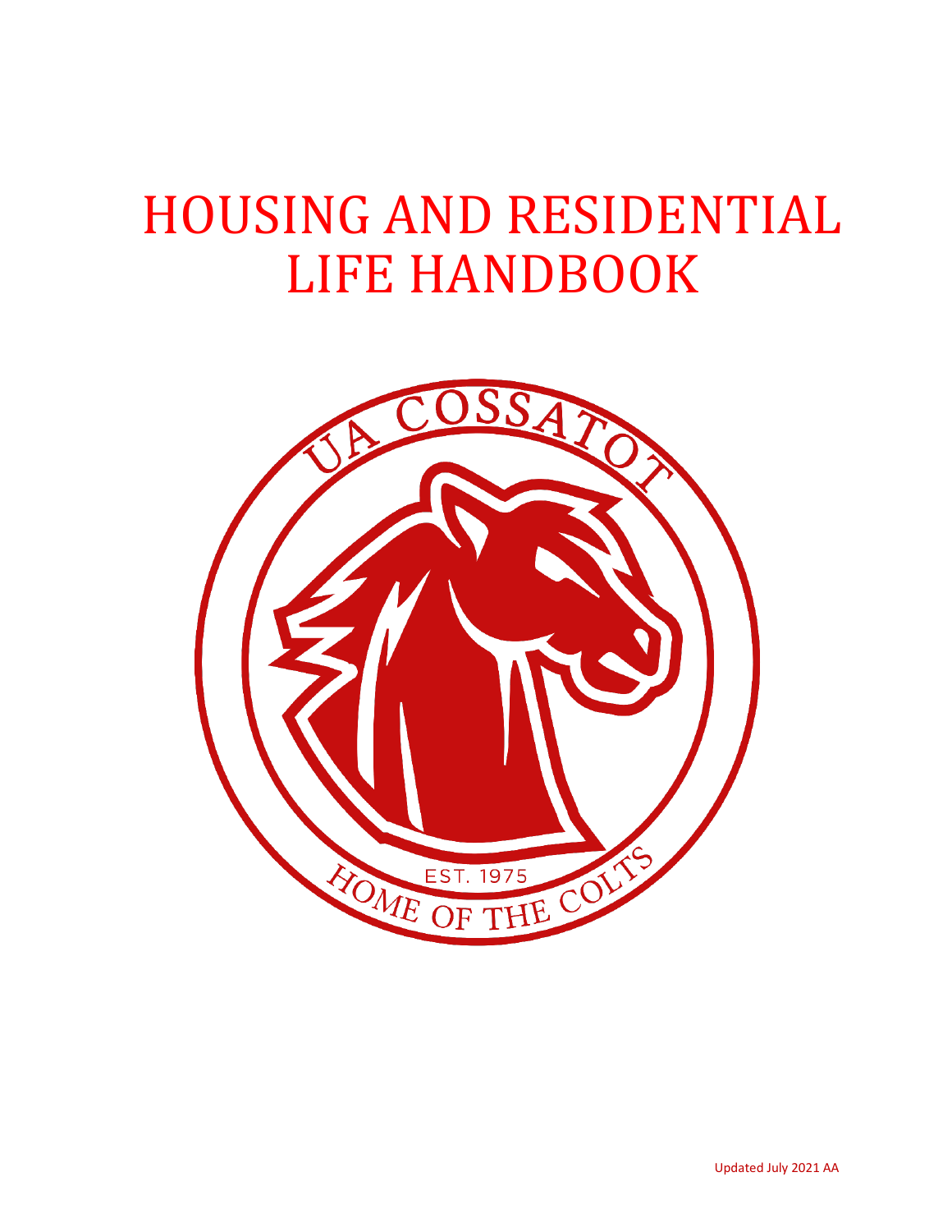# HOUSING AND RESIDENTIAL LIFE HANDBOOK

UA COSSATOT

EST. 1975

HOME OF THE COLTS

Updated July 2021 AA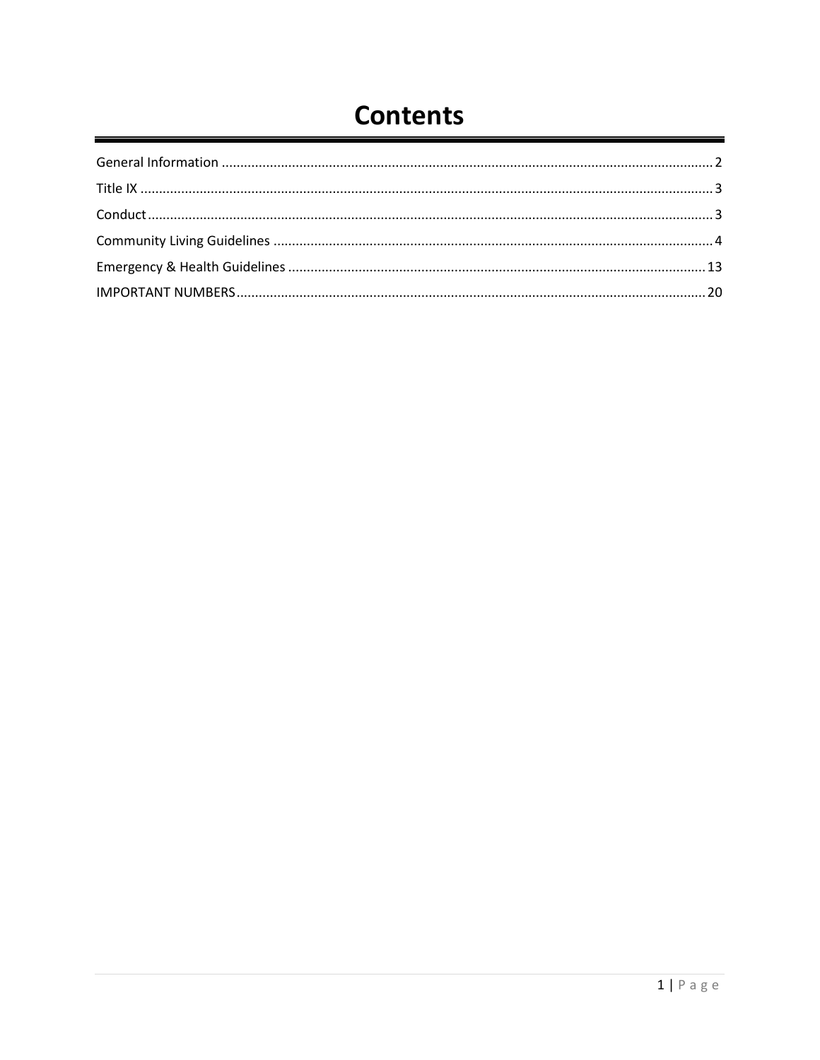# Contents

- General Information ..... 2
- Title IX ..... 3
- Conduct ..... 3
- Community Living Guidelines ..... 4
- Emergency & Health Guidelines ..... 13
- IMPORTANT NUMBERS ..... 20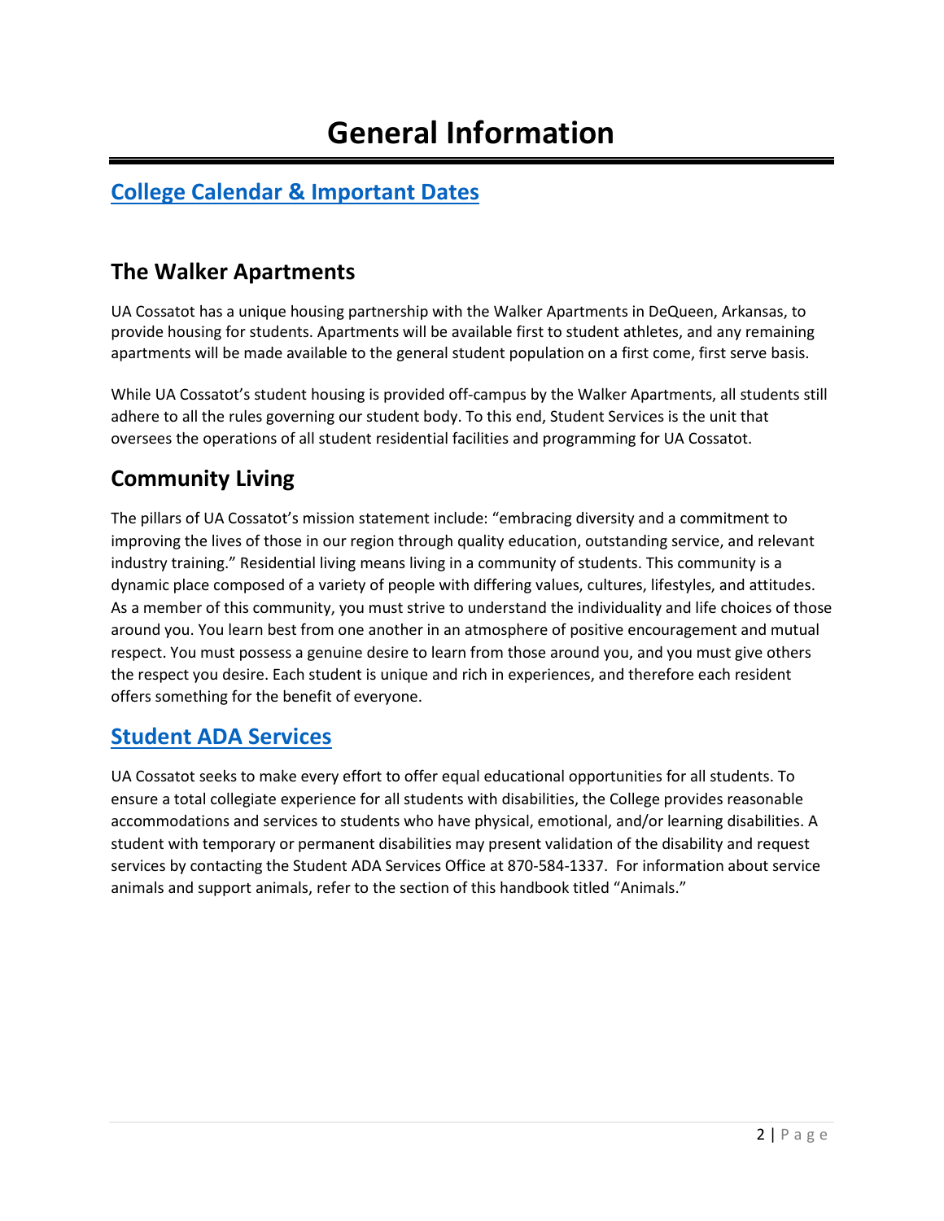# General Information

## College Calendar & Important Dates

## The Walker Apartments

UA Cossatot has a unique housing partnership with the Walker Apartments in DeQueen, Arkansas, to provide housing for students. Apartments will be available first to student athletes, and any remaining apartments will be made available to the general student population on a first come, first serve basis.

While UA Cossatot's student housing is provided off-campus by the Walker Apartments, all students still adhere to all the rules governing our student body. To this end, Student Services is the unit that oversees the operations of all student residential facilities and programming for UA Cossatot.

## Community Living

The pillars of UA Cossatot's mission statement include: "embracing diversity and a commitment to improving the lives of those in our region through quality education, outstanding service, and relevant industry training." Residential living means living in a community of students. This community is a dynamic place composed of a variety of people with differing values, cultures, lifestyles, and attitudes. As a member of this community, you must strive to understand the individuality and life choices of those around you. You learn best from one another in an atmosphere of positive encouragement and mutual respect. You must possess a genuine desire to learn from those around you, and you must give others the respect you desire. Each student is unique and rich in experiences, and therefore each resident offers something for the benefit of everyone.

## Student ADA Services

UA Cossatot seeks to make every effort to offer equal educational opportunities for all students. To ensure a total collegiate experience for all students with disabilities, the College provides reasonable accommodations and services to students who have physical, emotional, and/or learning disabilities. A student with temporary or permanent disabilities may present validation of the disability and request services by contacting the Student ADA Services Office at 870-584-1337. For information about service animals and support animals, refer to the section of this handbook titled "Animals."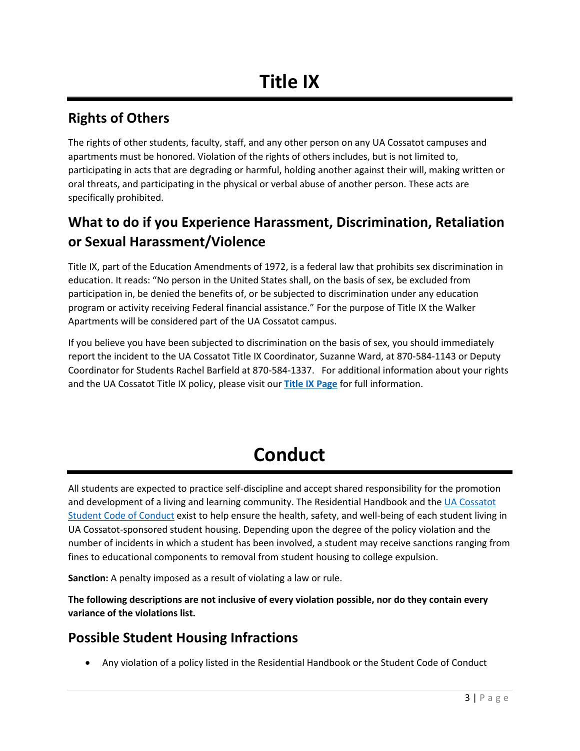# Title IX

## Rights of Others

The rights of other students, faculty, staff, and any other person on any UA Cossatot campuses and apartments must be honored. Violation of the rights of others includes, but is not limited to, participating in acts that are degrading or harmful, holding another against their will, making written or oral threats, and participating in the physical or verbal abuse of another person. These acts are specifically prohibited.

## What to do if you Experience Harassment, Discrimination, Retaliation or Sexual Harassment/Violence

Title IX, part of the Education Amendments of 1972, is a federal law that prohibits sex discrimination in education. It reads: "No person in the United States shall, on the basis of sex, be excluded from participation in, be denied the benefits of, or be subjected to discrimination under any education program or activity receiving Federal financial assistance." For the purpose of Title IX the Walker Apartments will be considered part of the UA Cossatot campus.

If you believe you have been subjected to discrimination on the basis of sex, you should immediately report the incident to the UA Cossatot Title IX Coordinator, Suzanne Ward, at 870-584-1143 or Deputy Coordinator for Students Rachel Barfield at 870-584-1337. For additional information about your rights and the UA Cossatot Title IX policy, please visit our **Title IX Page** for full information.

# Conduct

All students are expected to practice self-discipline and accept shared responsibility for the promotion and development of a living and learning community. The Residential Handbook and the UA Cossatot Student Code of Conduct exist to help ensure the health, safety, and well-being of each student living in UA Cossatot-sponsored student housing. Depending upon the degree of the policy violation and the number of incidents in which a student has been involved, a student may receive sanctions ranging from fines to educational components to removal from student housing to college expulsion.

**Sanction:** A penalty imposed as a result of violating a law or rule.

**The following descriptions are not inclusive of every violation possible, nor do they contain every variance of the violations list.**

## Possible Student Housing Infractions

- Any violation of a policy listed in the Residential Handbook or the Student Code of Conduct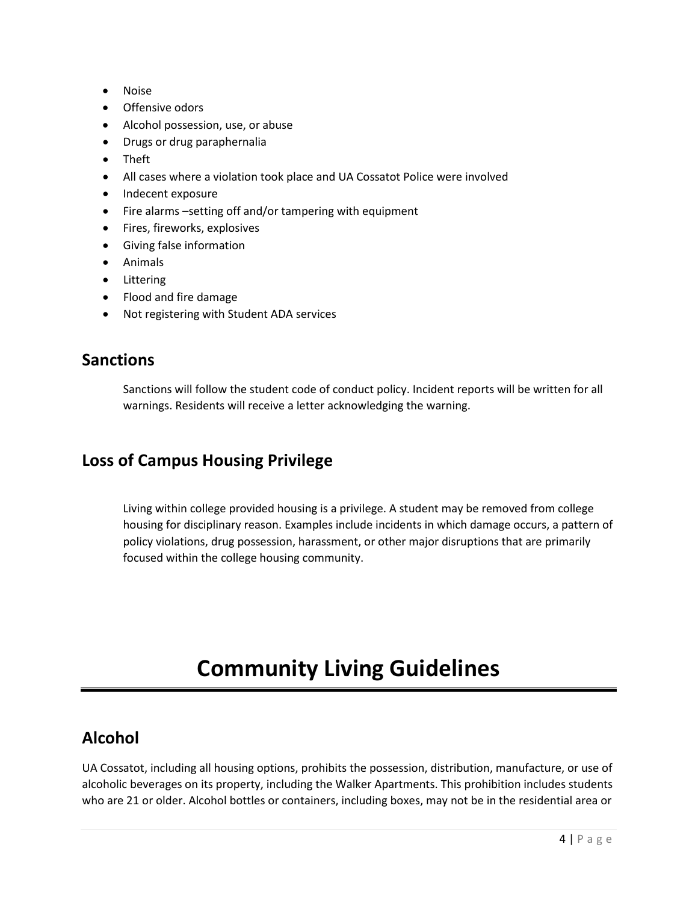- Noise
- Offensive odors
- Alcohol possession, use, or abuse
- Drugs or drug paraphernalia
- Theft
- All cases where a violation took place and UA Cossatot Police were involved
- Indecent exposure
- Fire alarms –setting off and/or tampering with equipment
- Fires, fireworks, explosives
- Giving false information
- Animals
- Littering
- Flood and fire damage
- Not registering with Student ADA services

## Sanctions

Sanctions will follow the student code of conduct policy. Incident reports will be written for all warnings. Residents will receive a letter acknowledging the warning.

## Loss of Campus Housing Privilege

Living within college provided housing is a privilege. A student may be removed from college housing for disciplinary reason. Examples include incidents in which damage occurs, a pattern of policy violations, drug possession, harassment, or other major disruptions that are primarily focused within the college housing community.

# Community Living Guidelines

## Alcohol

UA Cossatot, including all housing options, prohibits the possession, distribution, manufacture, or use of alcoholic beverages on its property, including the Walker Apartments. This prohibition includes students who are 21 or older. Alcohol bottles or containers, including boxes, may not be in the residential area or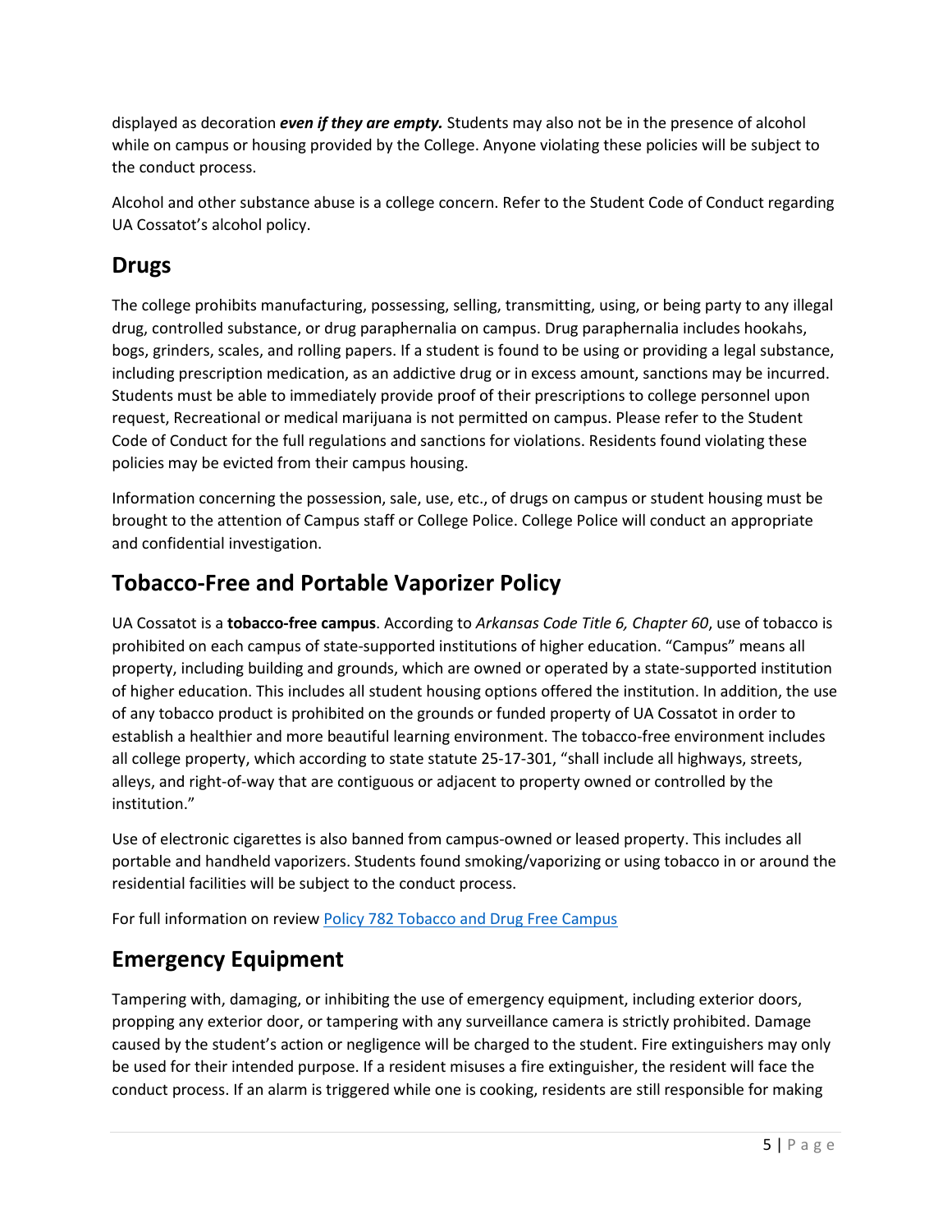displayed as decoration ***even if they are empty.*** Students may also not be in the presence of alcohol while on campus or housing provided by the College. Anyone violating these policies will be subject to the conduct process.

Alcohol and other substance abuse is a college concern. Refer to the Student Code of Conduct regarding UA Cossatot's alcohol policy.

## Drugs

The college prohibits manufacturing, possessing, selling, transmitting, using, or being party to any illegal drug, controlled substance, or drug paraphernalia on campus. Drug paraphernalia includes hookahs, bogs, grinders, scales, and rolling papers. If a student is found to be using or providing a legal substance, including prescription medication, as an addictive drug or in excess amount, sanctions may be incurred. Students must be able to immediately provide proof of their prescriptions to college personnel upon request, Recreational or medical marijuana is not permitted on campus. Please refer to the Student Code of Conduct for the full regulations and sanctions for violations. Residents found violating these policies may be evicted from their campus housing.

Information concerning the possession, sale, use, etc., of drugs on campus or student housing must be brought to the attention of Campus staff or College Police. College Police will conduct an appropriate and confidential investigation.

## Tobacco-Free and Portable Vaporizer Policy

UA Cossatot is a **tobacco-free campus**. According to *Arkansas Code Title 6, Chapter 60*, use of tobacco is prohibited on each campus of state-supported institutions of higher education. "Campus" means all property, including building and grounds, which are owned or operated by a state-supported institution of higher education. This includes all student housing options offered the institution. In addition, the use of any tobacco product is prohibited on the grounds or funded property of UA Cossatot in order to establish a healthier and more beautiful learning environment. The tobacco-free environment includes all college property, which according to state statute 25-17-301, "shall include all highways, streets, alleys, and right-of-way that are contiguous or adjacent to property owned or controlled by the institution."

Use of electronic cigarettes is also banned from campus-owned or leased property. This includes all portable and handheld vaporizers. Students found smoking/vaporizing or using tobacco in or around the residential facilities will be subject to the conduct process.

For full information on review [Policy 782 Tobacco and Drug Free Campus]

## Emergency Equipment

Tampering with, damaging, or inhibiting the use of emergency equipment, including exterior doors, propping any exterior door, or tampering with any surveillance camera is strictly prohibited. Damage caused by the student's action or negligence will be charged to the student. Fire extinguishers may only be used for their intended purpose. If a resident misuses a fire extinguisher, the resident will face the conduct process. If an alarm is triggered while one is cooking, residents are still responsible for making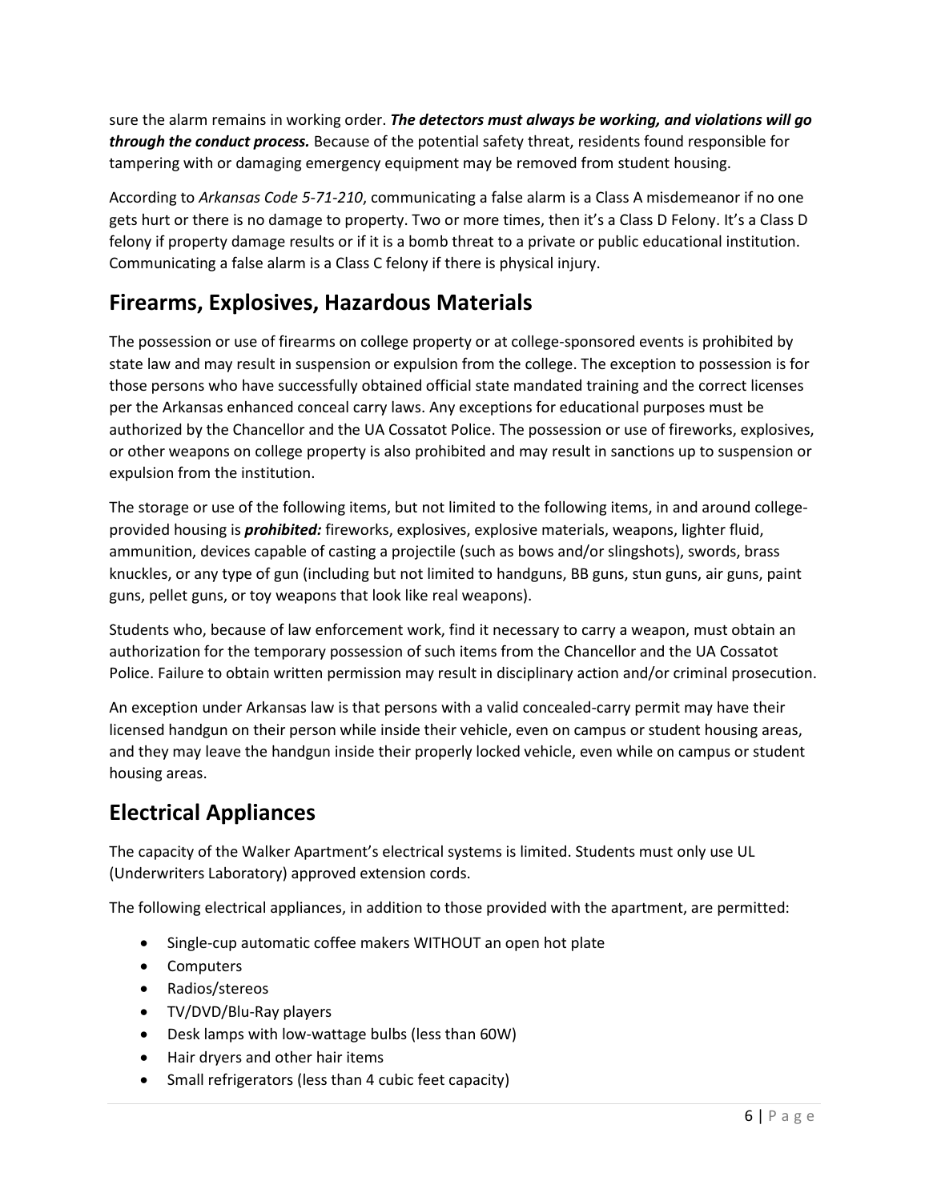sure the alarm remains in working order. ***The detectors must always be working, and violations will go through the conduct process.*** Because of the potential safety threat, residents found responsible for tampering with or damaging emergency equipment may be removed from student housing.

According to *Arkansas Code 5-71-210*, communicating a false alarm is a Class A misdemeanor if no one gets hurt or there is no damage to property. Two or more times, then it's a Class D Felony. It's a Class D felony if property damage results or if it is a bomb threat to a private or public educational institution. Communicating a false alarm is a Class C felony if there is physical injury.

## Firearms, Explosives, Hazardous Materials

The possession or use of firearms on college property or at college-sponsored events is prohibited by state law and may result in suspension or expulsion from the college. The exception to possession is for those persons who have successfully obtained official state mandated training and the correct licenses per the Arkansas enhanced conceal carry laws. Any exceptions for educational purposes must be authorized by the Chancellor and the UA Cossatot Police. The possession or use of fireworks, explosives, or other weapons on college property is also prohibited and may result in sanctions up to suspension or expulsion from the institution.

The storage or use of the following items, but not limited to the following items, in and around college-provided housing is ***prohibited:*** fireworks, explosives, explosive materials, weapons, lighter fluid, ammunition, devices capable of casting a projectile (such as bows and/or slingshots), swords, brass knuckles, or any type of gun (including but not limited to handguns, BB guns, stun guns, air guns, paint guns, pellet guns, or toy weapons that look like real weapons).

Students who, because of law enforcement work, find it necessary to carry a weapon, must obtain an authorization for the temporary possession of such items from the Chancellor and the UA Cossatot Police. Failure to obtain written permission may result in disciplinary action and/or criminal prosecution.

An exception under Arkansas law is that persons with a valid concealed-carry permit may have their licensed handgun on their person while inside their vehicle, even on campus or student housing areas, and they may leave the handgun inside their properly locked vehicle, even while on campus or student housing areas.

## Electrical Appliances

The capacity of the Walker Apartment's electrical systems is limited. Students must only use UL (Underwriters Laboratory) approved extension cords.

The following electrical appliances, in addition to those provided with the apartment, are permitted:

- Single-cup automatic coffee makers WITHOUT an open hot plate
- Computers
- Radios/stereos
- TV/DVD/Blu-Ray players
- Desk lamps with low-wattage bulbs (less than 60W)
- Hair dryers and other hair items
- Small refrigerators (less than 4 cubic feet capacity)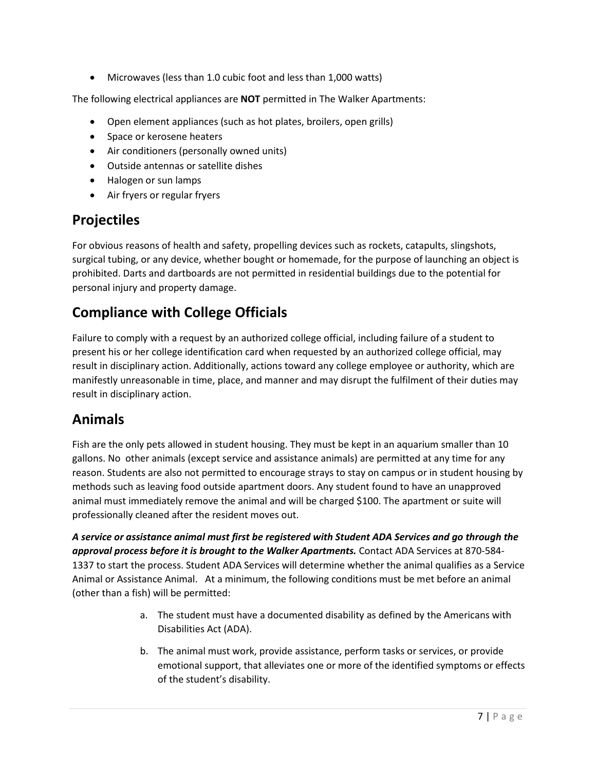- Microwaves (less than 1.0 cubic foot and less than 1,000 watts)

The following electrical appliances are **NOT** permitted in The Walker Apartments:

- Open element appliances (such as hot plates, broilers, open grills)
- Space or kerosene heaters
- Air conditioners (personally owned units)
- Outside antennas or satellite dishes
- Halogen or sun lamps
- Air fryers or regular fryers

## Projectiles

For obvious reasons of health and safety, propelling devices such as rockets, catapults, slingshots, surgical tubing, or any device, whether bought or homemade, for the purpose of launching an object is prohibited. Darts and dartboards are not permitted in residential buildings due to the potential for personal injury and property damage.

## Compliance with College Officials

Failure to comply with a request by an authorized college official, including failure of a student to present his or her college identification card when requested by an authorized college official, may result in disciplinary action. Additionally, actions toward any college employee or authority, which are manifestly unreasonable in time, place, and manner and may disrupt the fulfilment of their duties may result in disciplinary action.

## Animals

Fish are the only pets allowed in student housing. They must be kept in an aquarium smaller than 10 gallons. No other animals (except service and assistance animals) are permitted at any time for any reason. Students are also not permitted to encourage strays to stay on campus or in student housing by methods such as leaving food outside apartment doors. Any student found to have an unapproved animal must immediately remove the animal and will be charged $100. The apartment or suite will professionally cleaned after the resident moves out.

***A service or assistance animal must first be registered with Student ADA Services and go through the approval process before it is brought to the Walker Apartments.*** Contact ADA Services at 870-584-1337 to start the process. Student ADA Services will determine whether the animal qualifies as a Service Animal or Assistance Animal. At a minimum, the following conditions must be met before an animal (other than a fish) will be permitted:

a. The student must have a documented disability as defined by the Americans with Disabilities Act (ADA).

b. The animal must work, provide assistance, perform tasks or services, or provide emotional support, that alleviates one or more of the identified symptoms or effects of the student's disability.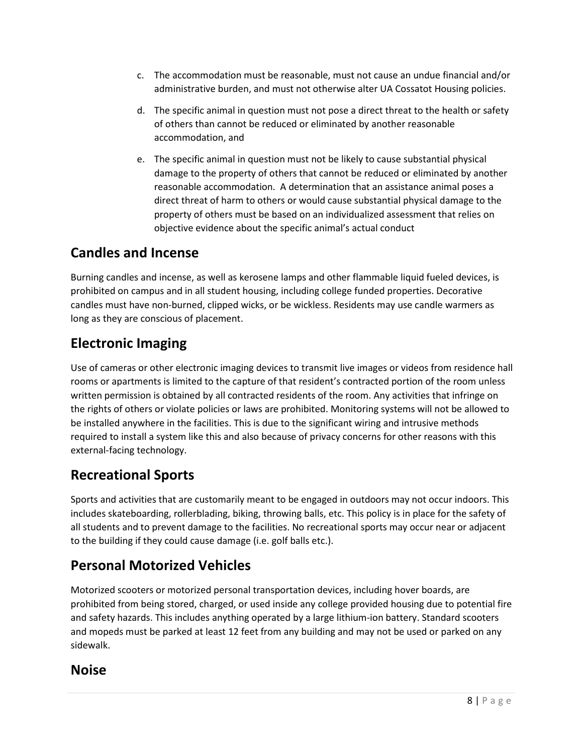c. The accommodation must be reasonable, must not cause an undue financial and/or administrative burden, and must not otherwise alter UA Cossatot Housing policies.

d. The specific animal in question must not pose a direct threat to the health or safety of others than cannot be reduced or eliminated by another reasonable accommodation, and

e. The specific animal in question must not be likely to cause substantial physical damage to the property of others that cannot be reduced or eliminated by another reasonable accommodation. A determination that an assistance animal poses a direct threat of harm to others or would cause substantial physical damage to the property of others must be based on an individualized assessment that relies on objective evidence about the specific animal's actual conduct

## Candles and Incense

Burning candles and incense, as well as kerosene lamps and other flammable liquid fueled devices, is prohibited on campus and in all student housing, including college funded properties. Decorative candles must have non-burned, clipped wicks, or be wickless. Residents may use candle warmers as long as they are conscious of placement.

## Electronic Imaging

Use of cameras or other electronic imaging devices to transmit live images or videos from residence hall rooms or apartments is limited to the capture of that resident's contracted portion of the room unless written permission is obtained by all contracted residents of the room. Any activities that infringe on the rights of others or violate policies or laws are prohibited. Monitoring systems will not be allowed to be installed anywhere in the facilities. This is due to the significant wiring and intrusive methods required to install a system like this and also because of privacy concerns for other reasons with this external-facing technology.

## Recreational Sports

Sports and activities that are customarily meant to be engaged in outdoors may not occur indoors. This includes skateboarding, rollerblading, biking, throwing balls, etc. This policy is in place for the safety of all students and to prevent damage to the facilities. No recreational sports may occur near or adjacent to the building if they could cause damage (i.e. golf balls etc.).

## Personal Motorized Vehicles

Motorized scooters or motorized personal transportation devices, including hover boards, are prohibited from being stored, charged, or used inside any college provided housing due to potential fire and safety hazards. This includes anything operated by a large lithium-ion battery. Standard scooters and mopeds must be parked at least 12 feet from any building and may not be used or parked on any sidewalk.

## Noise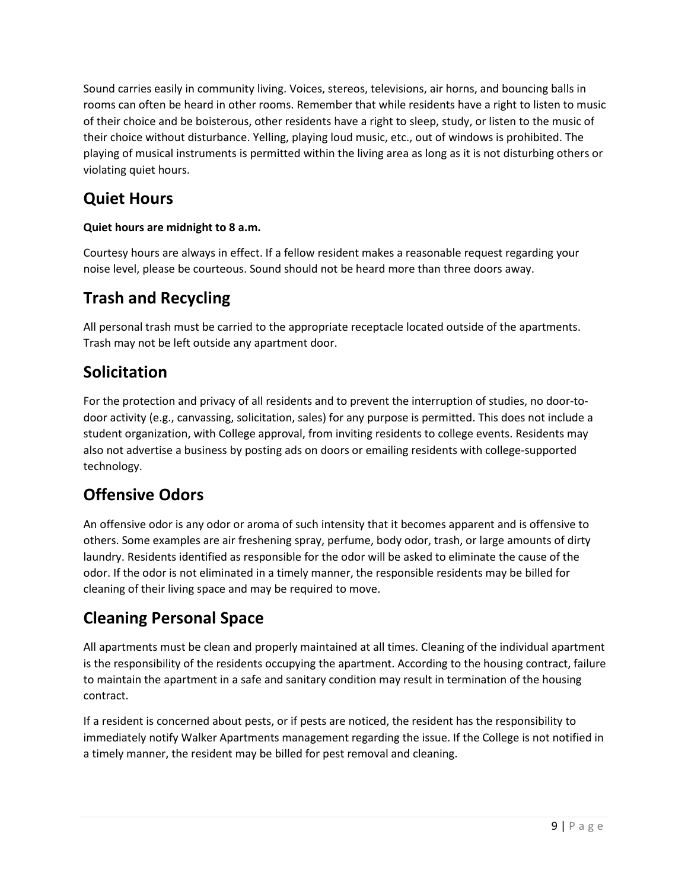Sound carries easily in community living. Voices, stereos, televisions, air horns, and bouncing balls in rooms can often be heard in other rooms. Remember that while residents have a right to listen to music of their choice and be boisterous, other residents have a right to sleep, study, or listen to the music of their choice without disturbance. Yelling, playing loud music, etc., out of windows is prohibited. The playing of musical instruments is permitted within the living area as long as it is not disturbing others or violating quiet hours.

## Quiet Hours

**Quiet hours are midnight to 8 a.m.**

Courtesy hours are always in effect. If a fellow resident makes a reasonable request regarding your noise level, please be courteous. Sound should not be heard more than three doors away.

## Trash and Recycling

All personal trash must be carried to the appropriate receptacle located outside of the apartments. Trash may not be left outside any apartment door.

## Solicitation

For the protection and privacy of all residents and to prevent the interruption of studies, no door-to-door activity (e.g., canvassing, solicitation, sales) for any purpose is permitted. This does not include a student organization, with College approval, from inviting residents to college events. Residents may also not advertise a business by posting ads on doors or emailing residents with college-supported technology.

## Offensive Odors

An offensive odor is any odor or aroma of such intensity that it becomes apparent and is offensive to others. Some examples are air freshening spray, perfume, body odor, trash, or large amounts of dirty laundry. Residents identified as responsible for the odor will be asked to eliminate the cause of the odor. If the odor is not eliminated in a timely manner, the responsible residents may be billed for cleaning of their living space and may be required to move.

## Cleaning Personal Space

All apartments must be clean and properly maintained at all times. Cleaning of the individual apartment is the responsibility of the residents occupying the apartment. According to the housing contract, failure to maintain the apartment in a safe and sanitary condition may result in termination of the housing contract.

If a resident is concerned about pests, or if pests are noticed, the resident has the responsibility to immediately notify Walker Apartments management regarding the issue. If the College is not notified in a timely manner, the resident may be billed for pest removal and cleaning.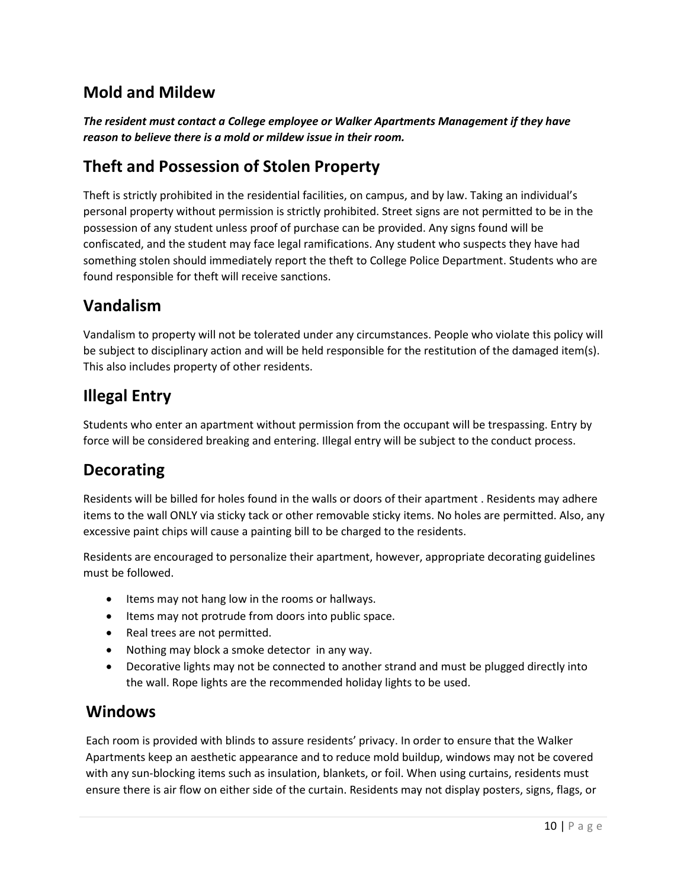## Mold and Mildew

***The resident must contact a College employee or Walker Apartments Management if they have reason to believe there is a mold or mildew issue in their room.***

## Theft and Possession of Stolen Property

Theft is strictly prohibited in the residential facilities, on campus, and by law. Taking an individual's personal property without permission is strictly prohibited. Street signs are not permitted to be in the possession of any student unless proof of purchase can be provided. Any signs found will be confiscated, and the student may face legal ramifications. Any student who suspects they have had something stolen should immediately report the theft to College Police Department. Students who are found responsible for theft will receive sanctions.

## Vandalism

Vandalism to property will not be tolerated under any circumstances. People who violate this policy will be subject to disciplinary action and will be held responsible for the restitution of the damaged item(s). This also includes property of other residents.

## Illegal Entry

Students who enter an apartment without permission from the occupant will be trespassing. Entry by force will be considered breaking and entering. Illegal entry will be subject to the conduct process.

## Decorating

Residents will be billed for holes found in the walls or doors of their apartment . Residents may adhere items to the wall ONLY via sticky tack or other removable sticky items. No holes are permitted. Also, any excessive paint chips will cause a painting bill to be charged to the residents.

Residents are encouraged to personalize their apartment, however, appropriate decorating guidelines must be followed.

- Items may not hang low in the rooms or hallways.
- Items may not protrude from doors into public space.
- Real trees are not permitted.
- Nothing may block a smoke detector in any way.
- Decorative lights may not be connected to another strand and must be plugged directly into the wall. Rope lights are the recommended holiday lights to be used.

## Windows

Each room is provided with blinds to assure residents' privacy. In order to ensure that the Walker Apartments keep an aesthetic appearance and to reduce mold buildup, windows may not be covered with any sun-blocking items such as insulation, blankets, or foil. When using curtains, residents must ensure there is air flow on either side of the curtain. Residents may not display posters, signs, flags, or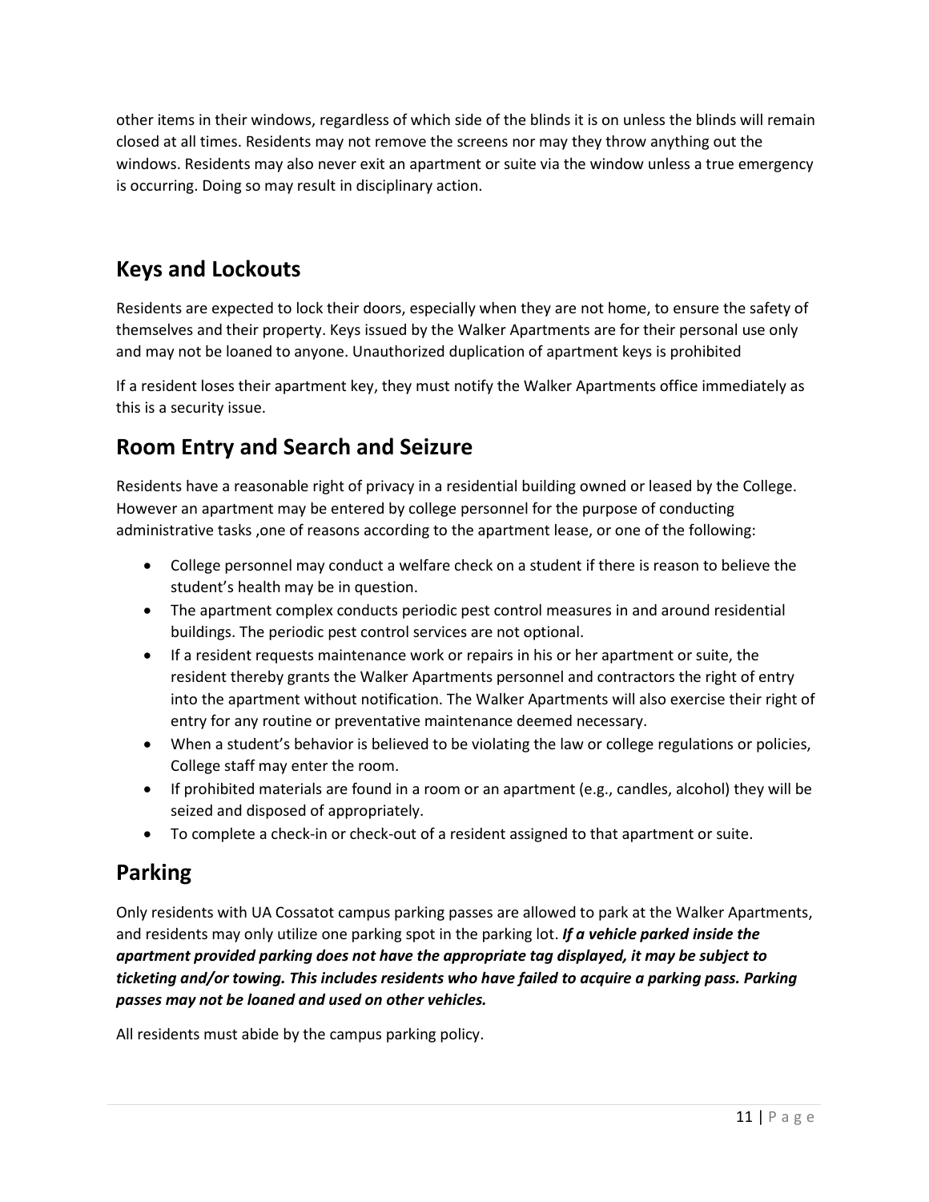other items in their windows, regardless of which side of the blinds it is on unless the blinds will remain closed at all times. Residents may not remove the screens nor may they throw anything out the windows. Residents may also never exit an apartment or suite via the window unless a true emergency is occurring. Doing so may result in disciplinary action.

## Keys and Lockouts

Residents are expected to lock their doors, especially when they are not home, to ensure the safety of themselves and their property. Keys issued by the Walker Apartments are for their personal use only and may not be loaned to anyone. Unauthorized duplication of apartment keys is prohibited

If a resident loses their apartment key, they must notify the Walker Apartments office immediately as this is a security issue.

## Room Entry and Search and Seizure

Residents have a reasonable right of privacy in a residential building owned or leased by the College. However an apartment may be entered by college personnel for the purpose of conducting administrative tasks ,one of reasons according to the apartment lease, or one of the following:

- College personnel may conduct a welfare check on a student if there is reason to believe the student's health may be in question.
- The apartment complex conducts periodic pest control measures in and around residential buildings. The periodic pest control services are not optional.
- If a resident requests maintenance work or repairs in his or her apartment or suite, the resident thereby grants the Walker Apartments personnel and contractors the right of entry into the apartment without notification. The Walker Apartments will also exercise their right of entry for any routine or preventative maintenance deemed necessary.
- When a student's behavior is believed to be violating the law or college regulations or policies, College staff may enter the room.
- If prohibited materials are found in a room or an apartment (e.g., candles, alcohol) they will be seized and disposed of appropriately.
- To complete a check-in or check-out of a resident assigned to that apartment or suite.

## Parking

Only residents with UA Cossatot campus parking passes are allowed to park at the Walker Apartments, and residents may only utilize one parking spot in the parking lot. ***If a vehicle parked inside the apartment provided parking does not have the appropriate tag displayed, it may be subject to ticketing and/or towing. This includes residents who have failed to acquire a parking pass. Parking passes may not be loaned and used on other vehicles.***

All residents must abide by the campus parking policy.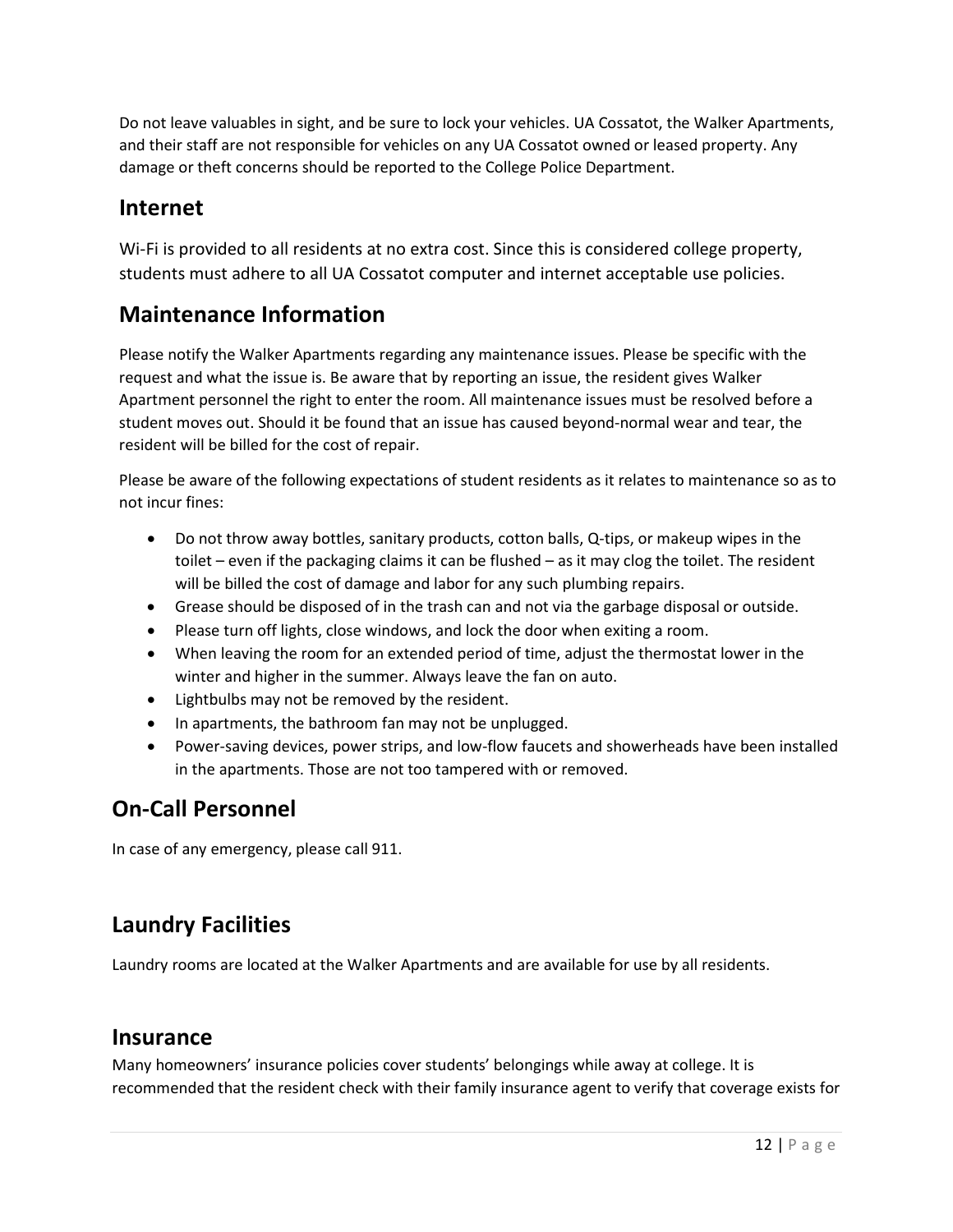Do not leave valuables in sight, and be sure to lock your vehicles. UA Cossatot, the Walker Apartments, and their staff are not responsible for vehicles on any UA Cossatot owned or leased property. Any damage or theft concerns should be reported to the College Police Department.

## Internet

Wi-Fi is provided to all residents at no extra cost. Since this is considered college property, students must adhere to all UA Cossatot computer and internet acceptable use policies.

## Maintenance Information

Please notify the Walker Apartments regarding any maintenance issues. Please be specific with the request and what the issue is. Be aware that by reporting an issue, the resident gives Walker Apartment personnel the right to enter the room. All maintenance issues must be resolved before a student moves out. Should it be found that an issue has caused beyond-normal wear and tear, the resident will be billed for the cost of repair.

Please be aware of the following expectations of student residents as it relates to maintenance so as to not incur fines:

- Do not throw away bottles, sanitary products, cotton balls, Q-tips, or makeup wipes in the toilet – even if the packaging claims it can be flushed – as it may clog the toilet. The resident will be billed the cost of damage and labor for any such plumbing repairs.
- Grease should be disposed of in the trash can and not via the garbage disposal or outside.
- Please turn off lights, close windows, and lock the door when exiting a room.
- When leaving the room for an extended period of time, adjust the thermostat lower in the winter and higher in the summer. Always leave the fan on auto.
- Lightbulbs may not be removed by the resident.
- In apartments, the bathroom fan may not be unplugged.
- Power-saving devices, power strips, and low-flow faucets and showerheads have been installed in the apartments. Those are not too tampered with or removed.

## On-Call Personnel

In case of any emergency, please call 911.

## Laundry Facilities

Laundry rooms are located at the Walker Apartments and are available for use by all residents.

## Insurance

Many homeowners' insurance policies cover students' belongings while away at college. It is recommended that the resident check with their family insurance agent to verify that coverage exists for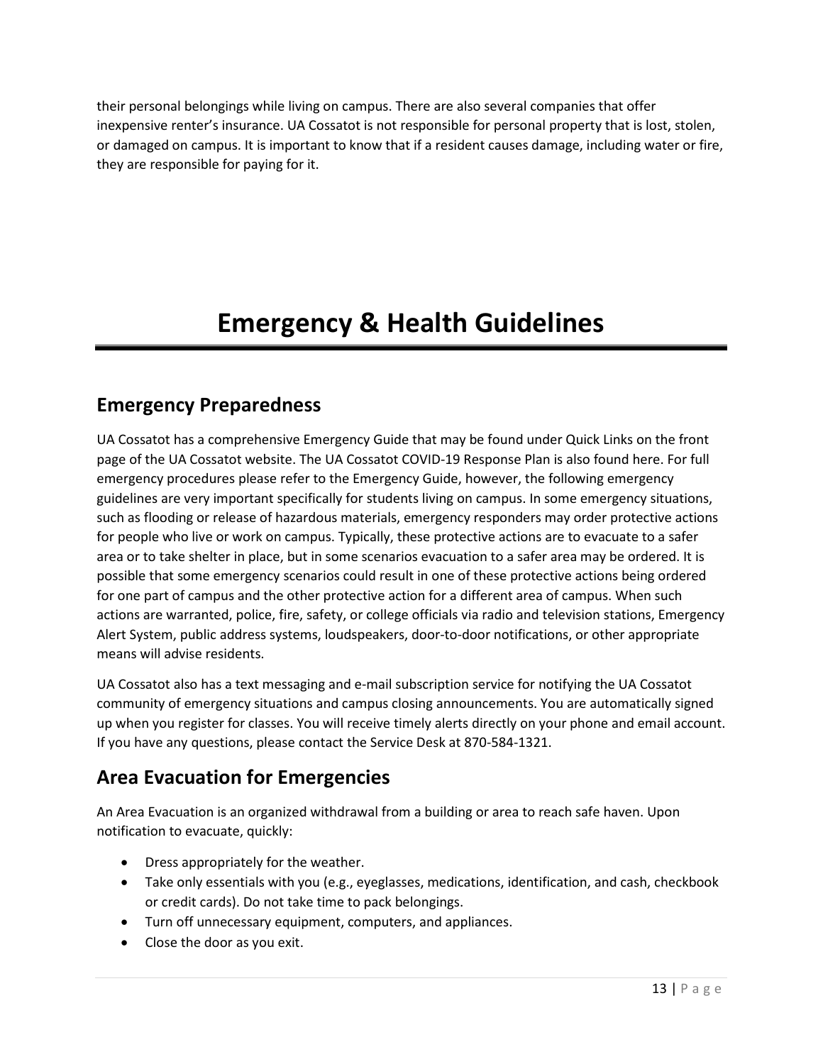their personal belongings while living on campus. There are also several companies that offer inexpensive renter's insurance. UA Cossatot is not responsible for personal property that is lost, stolen, or damaged on campus. It is important to know that if a resident causes damage, including water or fire, they are responsible for paying for it.

# Emergency & Health Guidelines

## Emergency Preparedness

UA Cossatot has a comprehensive Emergency Guide that may be found under Quick Links on the front page of the UA Cossatot website. The UA Cossatot COVID-19 Response Plan is also found here. For full emergency procedures please refer to the Emergency Guide, however, the following emergency guidelines are very important specifically for students living on campus. In some emergency situations, such as flooding or release of hazardous materials, emergency responders may order protective actions for people who live or work on campus. Typically, these protective actions are to evacuate to a safer area or to take shelter in place, but in some scenarios evacuation to a safer area may be ordered. It is possible that some emergency scenarios could result in one of these protective actions being ordered for one part of campus and the other protective action for a different area of campus. When such actions are warranted, police, fire, safety, or college officials via radio and television stations, Emergency Alert System, public address systems, loudspeakers, door-to-door notifications, or other appropriate means will advise residents.

UA Cossatot also has a text messaging and e-mail subscription service for notifying the UA Cossatot community of emergency situations and campus closing announcements. You are automatically signed up when you register for classes. You will receive timely alerts directly on your phone and email account. If you have any questions, please contact the Service Desk at 870-584-1321.

## Area Evacuation for Emergencies

An Area Evacuation is an organized withdrawal from a building or area to reach safe haven. Upon notification to evacuate, quickly:

- Dress appropriately for the weather.
- Take only essentials with you (e.g., eyeglasses, medications, identification, and cash, checkbook or credit cards). Do not take time to pack belongings.
- Turn off unnecessary equipment, computers, and appliances.
- Close the door as you exit.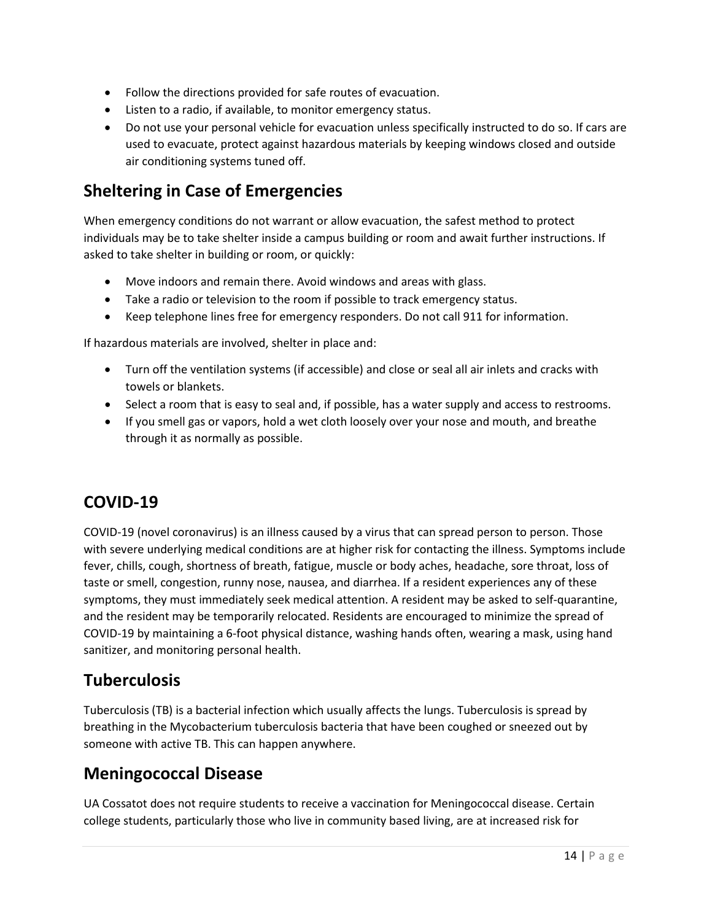- Follow the directions provided for safe routes of evacuation.
- Listen to a radio, if available, to monitor emergency status.
- Do not use your personal vehicle for evacuation unless specifically instructed to do so. If cars are used to evacuate, protect against hazardous materials by keeping windows closed and outside air conditioning systems tuned off.

## Sheltering in Case of Emergencies

When emergency conditions do not warrant or allow evacuation, the safest method to protect individuals may be to take shelter inside a campus building or room and await further instructions. If asked to take shelter in building or room, or quickly:

- Move indoors and remain there. Avoid windows and areas with glass.
- Take a radio or television to the room if possible to track emergency status.
- Keep telephone lines free for emergency responders. Do not call 911 for information.

If hazardous materials are involved, shelter in place and:

- Turn off the ventilation systems (if accessible) and close or seal all air inlets and cracks with towels or blankets.
- Select a room that is easy to seal and, if possible, has a water supply and access to restrooms.
- If you smell gas or vapors, hold a wet cloth loosely over your nose and mouth, and breathe through it as normally as possible.

## COVID-19

COVID-19 (novel coronavirus) is an illness caused by a virus that can spread person to person. Those with severe underlying medical conditions are at higher risk for contacting the illness. Symptoms include fever, chills, cough, shortness of breath, fatigue, muscle or body aches, headache, sore throat, loss of taste or smell, congestion, runny nose, nausea, and diarrhea. If a resident experiences any of these symptoms, they must immediately seek medical attention. A resident may be asked to self-quarantine, and the resident may be temporarily relocated. Residents are encouraged to minimize the spread of COVID-19 by maintaining a 6-foot physical distance, washing hands often, wearing a mask, using hand sanitizer, and monitoring personal health.

## Tuberculosis

Tuberculosis (TB) is a bacterial infection which usually affects the lungs. Tuberculosis is spread by breathing in the Mycobacterium tuberculosis bacteria that have been coughed or sneezed out by someone with active TB. This can happen anywhere.

## Meningococcal Disease

UA Cossatot does not require students to receive a vaccination for Meningococcal disease. Certain college students, particularly those who live in community based living, are at increased risk for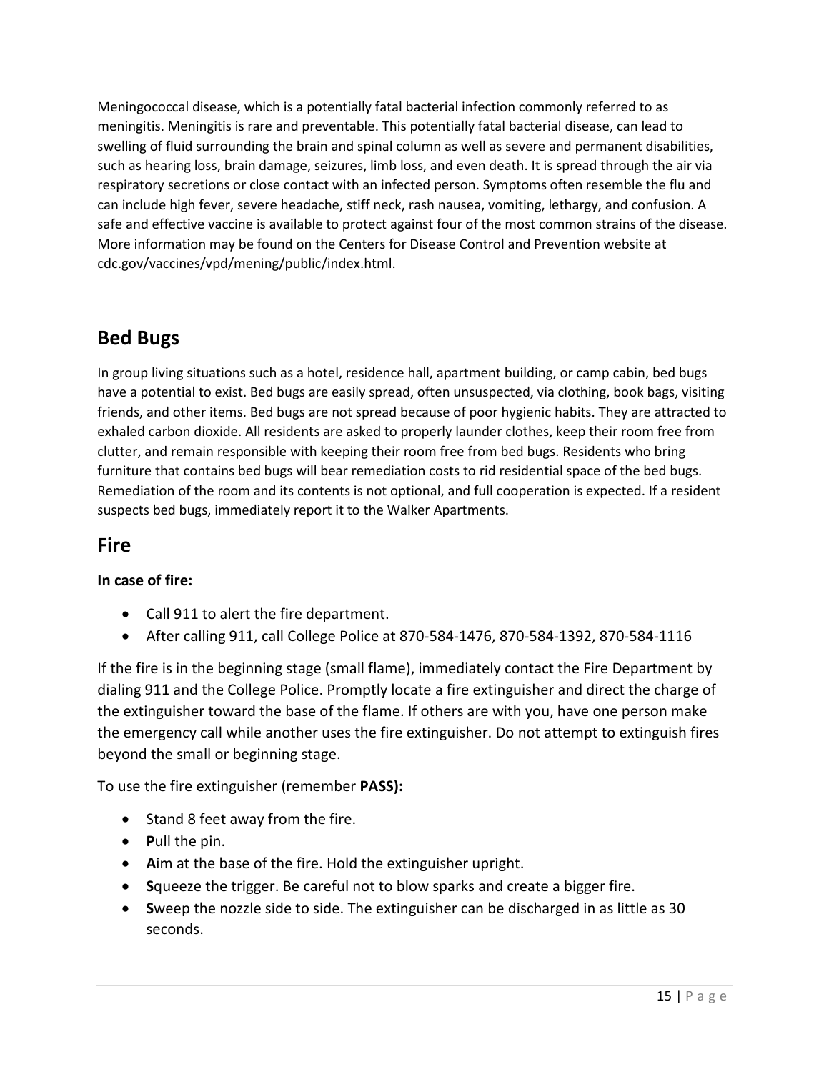Meningococcal disease, which is a potentially fatal bacterial infection commonly referred to as meningitis. Meningitis is rare and preventable. This potentially fatal bacterial disease, can lead to swelling of fluid surrounding the brain and spinal column as well as severe and permanent disabilities, such as hearing loss, brain damage, seizures, limb loss, and even death. It is spread through the air via respiratory secretions or close contact with an infected person. Symptoms often resemble the flu and can include high fever, severe headache, stiff neck, rash nausea, vomiting, lethargy, and confusion. A safe and effective vaccine is available to protect against four of the most common strains of the disease. More information may be found on the Centers for Disease Control and Prevention website at cdc.gov/vaccines/vpd/mening/public/index.html.

## Bed Bugs

In group living situations such as a hotel, residence hall, apartment building, or camp cabin, bed bugs have a potential to exist. Bed bugs are easily spread, often unsuspected, via clothing, book bags, visiting friends, and other items. Bed bugs are not spread because of poor hygienic habits. They are attracted to exhaled carbon dioxide. All residents are asked to properly launder clothes, keep their room free from clutter, and remain responsible with keeping their room free from bed bugs. Residents who bring furniture that contains bed bugs will bear remediation costs to rid residential space of the bed bugs. Remediation of the room and its contents is not optional, and full cooperation is expected. If a resident suspects bed bugs, immediately report it to the Walker Apartments.

## Fire

**In case of fire:**

- Call 911 to alert the fire department.
- After calling 911, call College Police at 870-584-1476, 870-584-1392, 870-584-1116

If the fire is in the beginning stage (small flame), immediately contact the Fire Department by dialing 911 and the College Police. Promptly locate a fire extinguisher and direct the charge of the extinguisher toward the base of the flame. If others are with you, have one person make the emergency call while another uses the fire extinguisher. Do not attempt to extinguish fires beyond the small or beginning stage.

To use the fire extinguisher (remember **PASS):**

- Stand 8 feet away from the fire.
- **P**ull the pin.
- **A**im at the base of the fire. Hold the extinguisher upright.
- **S**queeze the trigger. Be careful not to blow sparks and create a bigger fire.
- **S**weep the nozzle side to side. The extinguisher can be discharged in as little as 30 seconds.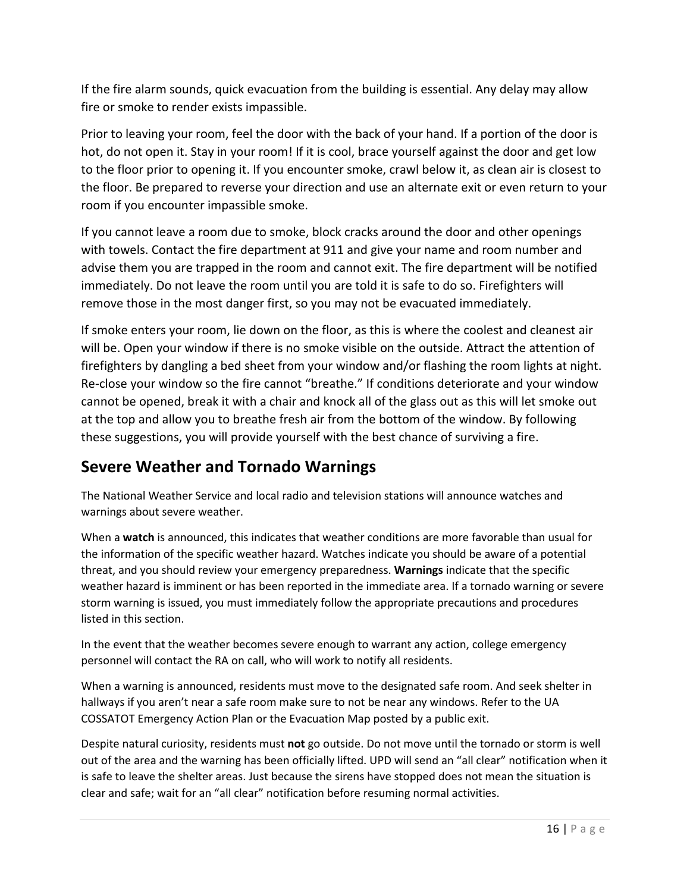If the fire alarm sounds, quick evacuation from the building is essential. Any delay may allow fire or smoke to render exists impassible.

Prior to leaving your room, feel the door with the back of your hand. If a portion of the door is hot, do not open it. Stay in your room! If it is cool, brace yourself against the door and get low to the floor prior to opening it. If you encounter smoke, crawl below it, as clean air is closest to the floor. Be prepared to reverse your direction and use an alternate exit or even return to your room if you encounter impassible smoke.

If you cannot leave a room due to smoke, block cracks around the door and other openings with towels. Contact the fire department at 911 and give your name and room number and advise them you are trapped in the room and cannot exit. The fire department will be notified immediately. Do not leave the room until you are told it is safe to do so. Firefighters will remove those in the most danger first, so you may not be evacuated immediately.

If smoke enters your room, lie down on the floor, as this is where the coolest and cleanest air will be. Open your window if there is no smoke visible on the outside. Attract the attention of firefighters by dangling a bed sheet from your window and/or flashing the room lights at night. Re-close your window so the fire cannot "breathe." If conditions deteriorate and your window cannot be opened, break it with a chair and knock all of the glass out as this will let smoke out at the top and allow you to breathe fresh air from the bottom of the window. By following these suggestions, you will provide yourself with the best chance of surviving a fire.

## Severe Weather and Tornado Warnings

The National Weather Service and local radio and television stations will announce watches and warnings about severe weather.

When a **watch** is announced, this indicates that weather conditions are more favorable than usual for the information of the specific weather hazard. Watches indicate you should be aware of a potential threat, and you should review your emergency preparedness. **Warnings** indicate that the specific weather hazard is imminent or has been reported in the immediate area. If a tornado warning or severe storm warning is issued, you must immediately follow the appropriate precautions and procedures listed in this section.

In the event that the weather becomes severe enough to warrant any action, college emergency personnel will contact the RA on call, who will work to notify all residents.

When a warning is announced, residents must move to the designated safe room. And seek shelter in hallways if you aren't near a safe room make sure to not be near any windows. Refer to the UA COSSATOT Emergency Action Plan or the Evacuation Map posted by a public exit.

Despite natural curiosity, residents must **not** go outside. Do not move until the tornado or storm is well out of the area and the warning has been officially lifted. UPD will send an "all clear" notification when it is safe to leave the shelter areas. Just because the sirens have stopped does not mean the situation is clear and safe; wait for an "all clear" notification before resuming normal activities.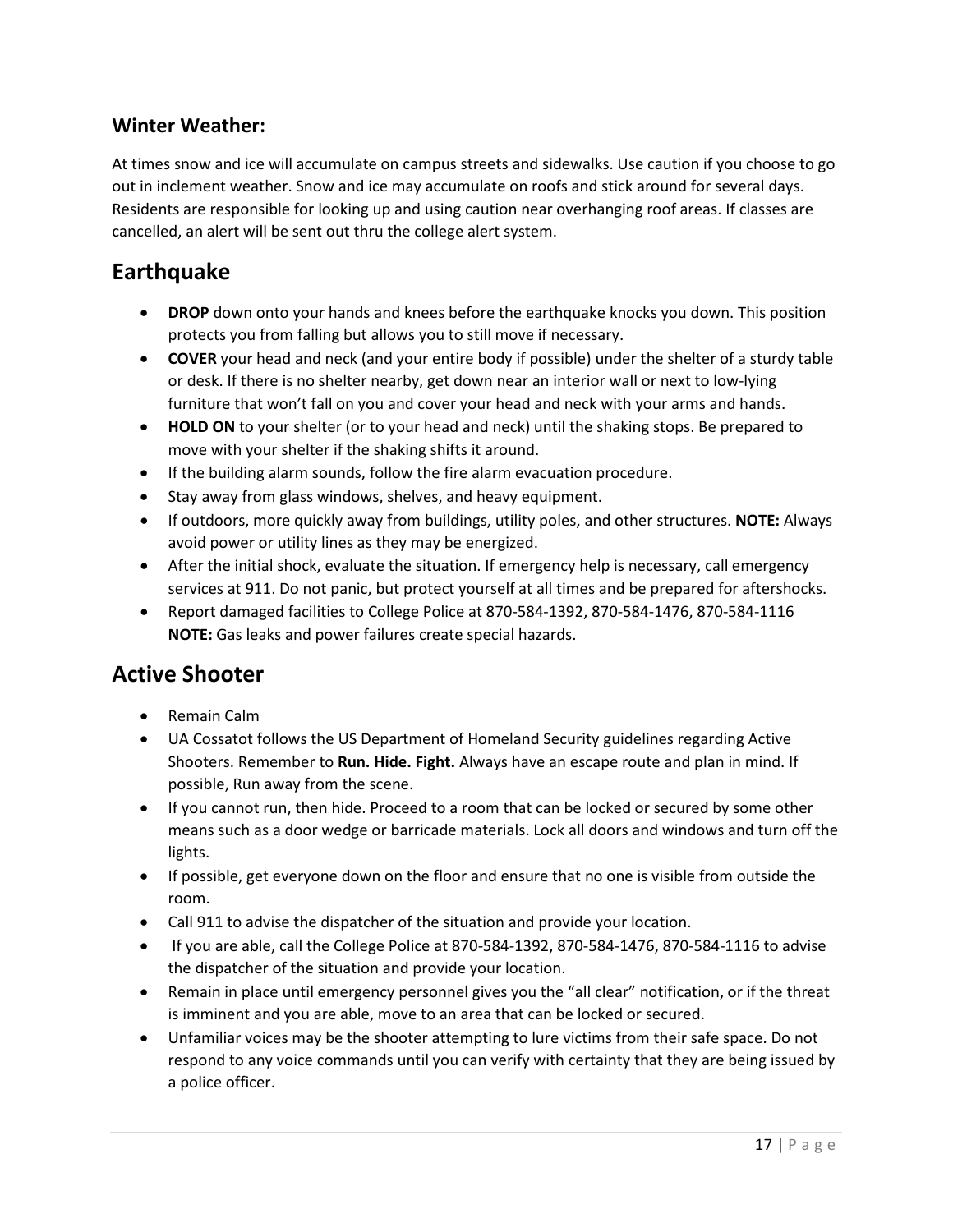### Winter Weather:

At times snow and ice will accumulate on campus streets and sidewalks. Use caution if you choose to go out in inclement weather. Snow and ice may accumulate on roofs and stick around for several days. Residents are responsible for looking up and using caution near overhanging roof areas. If classes are cancelled, an alert will be sent out thru the college alert system.

## Earthquake

- **DROP** down onto your hands and knees before the earthquake knocks you down. This position protects you from falling but allows you to still move if necessary.
- **COVER** your head and neck (and your entire body if possible) under the shelter of a sturdy table or desk. If there is no shelter nearby, get down near an interior wall or next to low-lying furniture that won't fall on you and cover your head and neck with your arms and hands.
- **HOLD ON** to your shelter (or to your head and neck) until the shaking stops. Be prepared to move with your shelter if the shaking shifts it around.
- If the building alarm sounds, follow the fire alarm evacuation procedure.
- Stay away from glass windows, shelves, and heavy equipment.
- If outdoors, more quickly away from buildings, utility poles, and other structures. **NOTE:** Always avoid power or utility lines as they may be energized.
- After the initial shock, evaluate the situation. If emergency help is necessary, call emergency services at 911. Do not panic, but protect yourself at all times and be prepared for aftershocks.
- Report damaged facilities to College Police at 870-584-1392, 870-584-1476, 870-584-1116 **NOTE:** Gas leaks and power failures create special hazards.

## Active Shooter

- Remain Calm
- UA Cossatot follows the US Department of Homeland Security guidelines regarding Active Shooters. Remember to **Run. Hide. Fight.** Always have an escape route and plan in mind. If possible, Run away from the scene.
- If you cannot run, then hide. Proceed to a room that can be locked or secured by some other means such as a door wedge or barricade materials. Lock all doors and windows and turn off the lights.
- If possible, get everyone down on the floor and ensure that no one is visible from outside the room.
- Call 911 to advise the dispatcher of the situation and provide your location.
- If you are able, call the College Police at 870-584-1392, 870-584-1476, 870-584-1116 to advise the dispatcher of the situation and provide your location.
- Remain in place until emergency personnel gives you the "all clear" notification, or if the threat is imminent and you are able, move to an area that can be locked or secured.
- Unfamiliar voices may be the shooter attempting to lure victims from their safe space. Do not respond to any voice commands until you can verify with certainty that they are being issued by a police officer.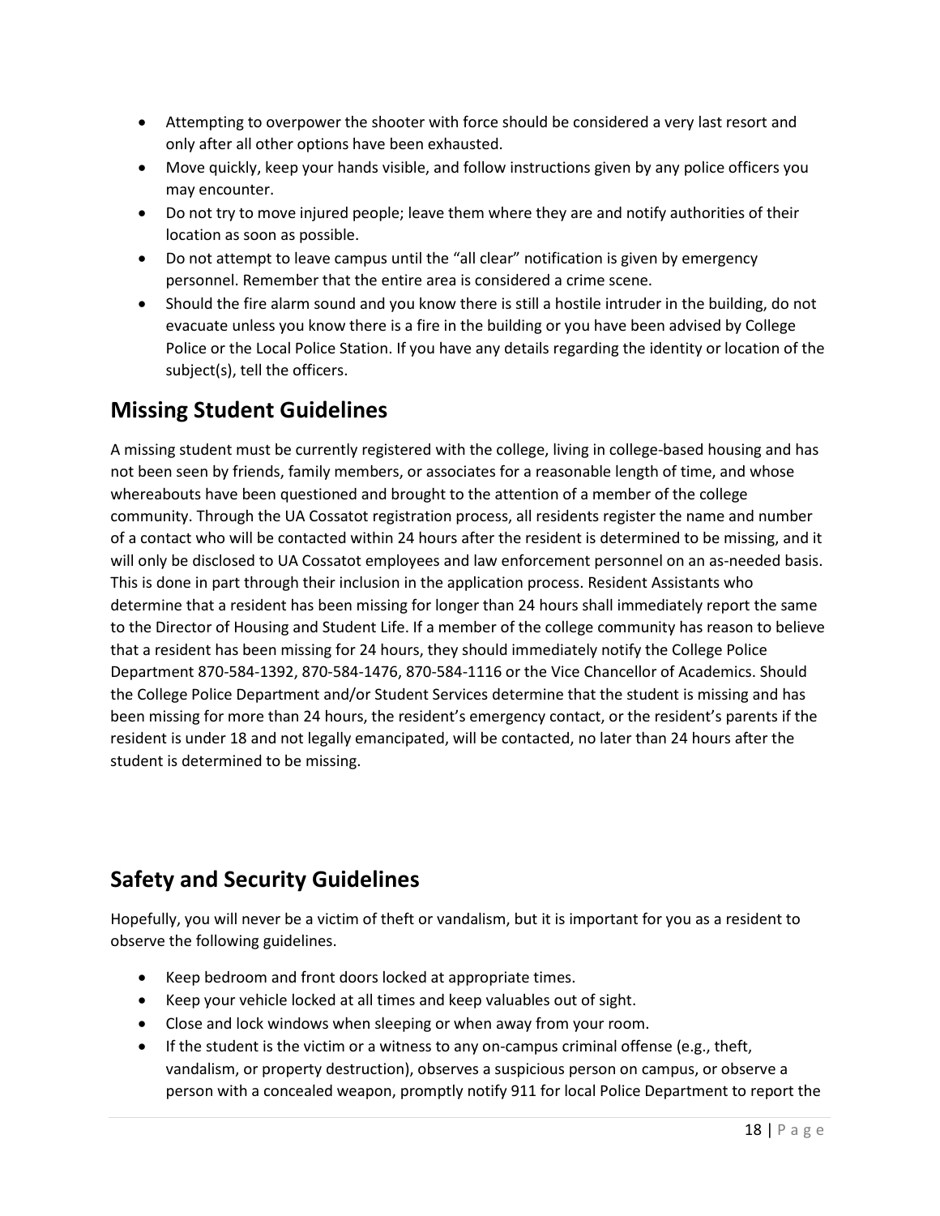- Attempting to overpower the shooter with force should be considered a very last resort and only after all other options have been exhausted.
- Move quickly, keep your hands visible, and follow instructions given by any police officers you may encounter.
- Do not try to move injured people; leave them where they are and notify authorities of their location as soon as possible.
- Do not attempt to leave campus until the "all clear" notification is given by emergency personnel. Remember that the entire area is considered a crime scene.
- Should the fire alarm sound and you know there is still a hostile intruder in the building, do not evacuate unless you know there is a fire in the building or you have been advised by College Police or the Local Police Station. If you have any details regarding the identity or location of the subject(s), tell the officers.

## Missing Student Guidelines

A missing student must be currently registered with the college, living in college-based housing and has not been seen by friends, family members, or associates for a reasonable length of time, and whose whereabouts have been questioned and brought to the attention of a member of the college community. Through the UA Cossatot registration process, all residents register the name and number of a contact who will be contacted within 24 hours after the resident is determined to be missing, and it will only be disclosed to UA Cossatot employees and law enforcement personnel on an as-needed basis. This is done in part through their inclusion in the application process. Resident Assistants who determine that a resident has been missing for longer than 24 hours shall immediately report the same to the Director of Housing and Student Life. If a member of the college community has reason to believe that a resident has been missing for 24 hours, they should immediately notify the College Police Department 870-584-1392, 870-584-1476, 870-584-1116 or the Vice Chancellor of Academics. Should the College Police Department and/or Student Services determine that the student is missing and has been missing for more than 24 hours, the resident's emergency contact, or the resident's parents if the resident is under 18 and not legally emancipated, will be contacted, no later than 24 hours after the student is determined to be missing.

## Safety and Security Guidelines

Hopefully, you will never be a victim of theft or vandalism, but it is important for you as a resident to observe the following guidelines.

- Keep bedroom and front doors locked at appropriate times.
- Keep your vehicle locked at all times and keep valuables out of sight.
- Close and lock windows when sleeping or when away from your room.
- If the student is the victim or a witness to any on-campus criminal offense (e.g., theft, vandalism, or property destruction), observes a suspicious person on campus, or observe a person with a concealed weapon, promptly notify 911 for local Police Department to report the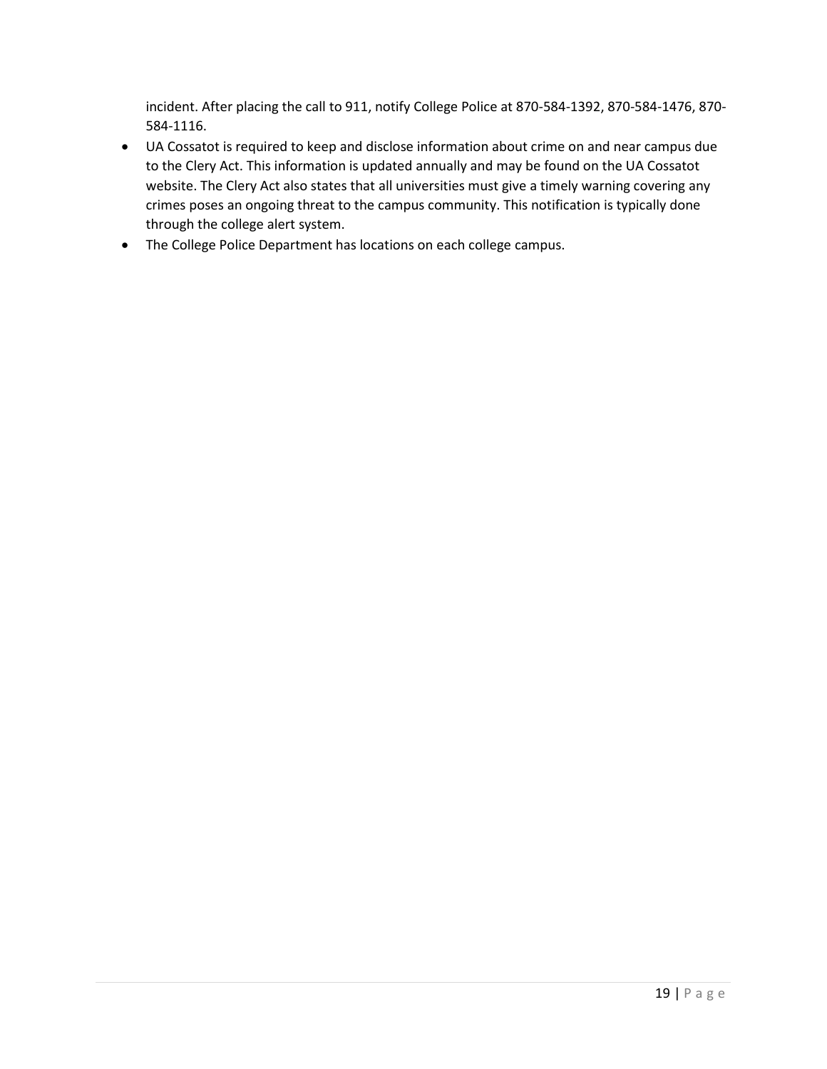incident. After placing the call to 911, notify College Police at 870-584-1392, 870-584-1476, 870-584-1116.

- UA Cossatot is required to keep and disclose information about crime on and near campus due to the Clery Act. This information is updated annually and may be found on the UA Cossatot website. The Clery Act also states that all universities must give a timely warning covering any crimes poses an ongoing threat to the campus community. This notification is typically done through the college alert system.
- The College Police Department has locations on each college campus.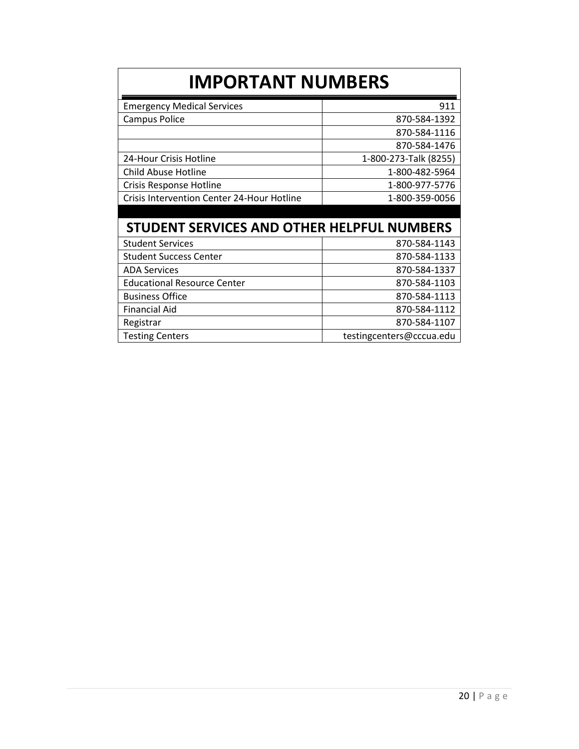# IMPORTANT NUMBERS

| | |
|---|---|
| Emergency Medical Services | 911 |
| Campus Police | 870-584-1392 |
| | 870-584-1116 |
| | 870-584-1476 |
| 24-Hour Crisis Hotline | 1-800-273-Talk (8255) |
| Child Abuse Hotline | 1-800-482-5964 |
| Crisis Response Hotline | 1-800-977-5776 |
| Crisis Intervention Center 24-Hour Hotline | 1-800-359-0056 |

## STUDENT SERVICES AND OTHER HELPFUL NUMBERS

| | |
|---|---|
| Student Services | 870-584-1143 |
| Student Success Center | 870-584-1133 |
| ADA Services | 870-584-1337 |
| Educational Resource Center | 870-584-1103 |
| Business Office | 870-584-1113 |
| Financial Aid | 870-584-1112 |
| Registrar | 870-584-1107 |
| Testing Centers | testingcenters@cccua.edu |